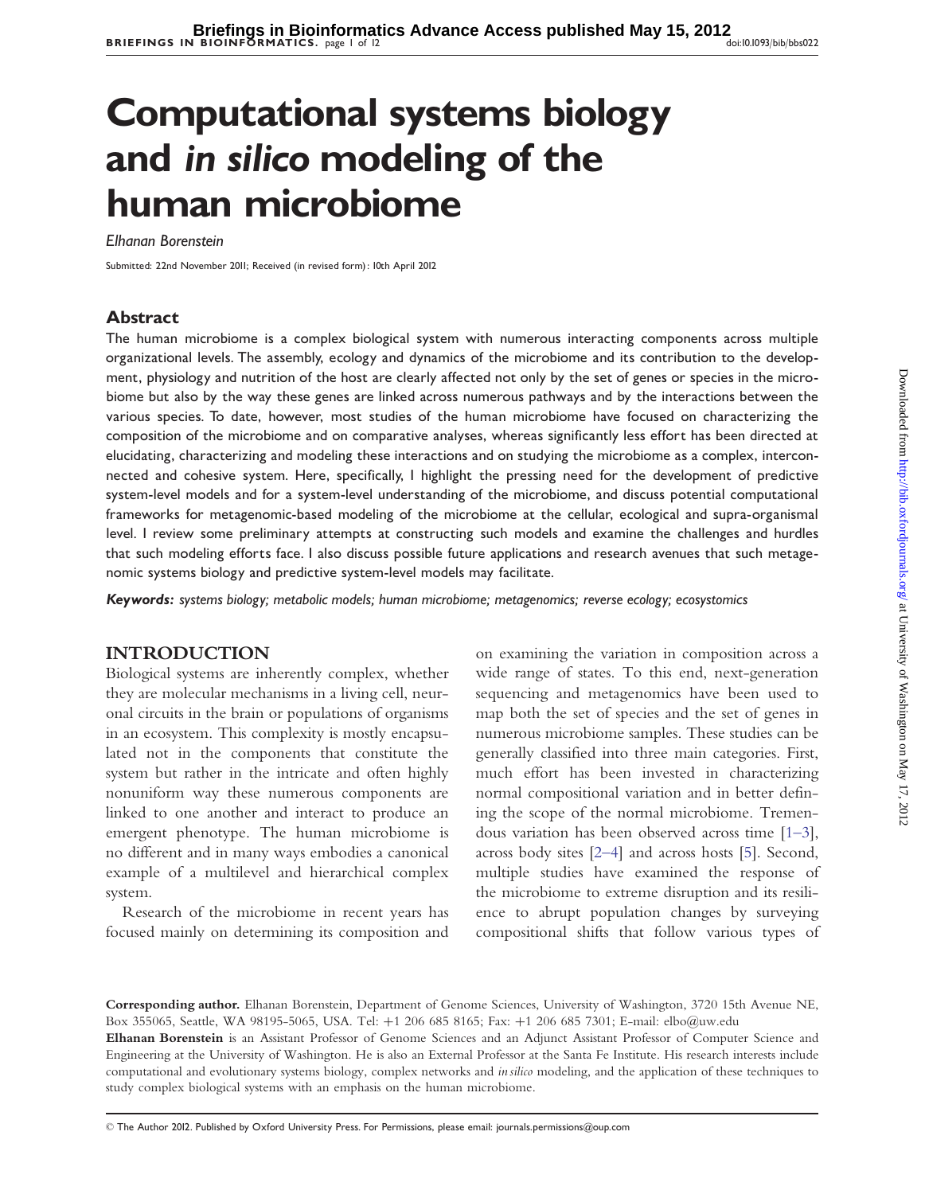# Computational systems biology and *in silico* modeling of the human microbiome

*Elhanan Borenstein*

Submitted: 22nd November 2011; Received (in revised form): 10th April 2012

## Abstract

The human microbiome is a complex biological system with numerous interacting components across multiple organizational levels. The assembly, ecology and dynamics of the microbiome and its contribution to the development, physiology and nutrition of the host are clearly affected not only by the set of genes or species in the microbiome but also by the way these genes are linked across numerous pathways and by the interactions between the various species. To date, however, most studies of the human microbiome have focused on characterizing the composition of the microbiome and on comparative analyses, whereas significantly less effort has been directed at elucidating, characterizing and modeling these interactions and on studying the microbiome as a complex, interconnected and cohesive system. Here, specifically, I highlight the pressing need for the development of predictive system-level models and for a system-level understanding of the microbiome, and discuss potential computational frameworks for metagenomic-based modeling of the microbiome at the cellular, ecological and supra-organismal level. I review some preliminary attempts at constructing such models and examine the challenges and hurdles that such modeling efforts face. I also discuss possible future applications and research avenues that such metagenomic systems biology and predictive system-level models may facilitate.

***Keywords:*** *systems biology; metabolic models; human microbiome; metagenomics; reverse ecology; ecosystomics*

## INTRODUCTION

Biological systems are inherently complex, whether they are molecular mechanisms in a living cell, neuronal circuits in the brain or populations of organisms in an ecosystem. This complexity is mostly encapsulated not in the components that constitute the system but rather in the intricate and often highly nonuniform way these numerous components are linked to one another and interact to produce an emergent phenotype. The human microbiome is no different and in many ways embodies a canonical example of a multilevel and hierarchical complex system.

Research of the microbiome in recent years has focused mainly on determining its composition and on examining the variation in composition across a wide range of states. To this end, next-generation sequencing and metagenomics have been used to map both the set of species and the set of genes in numerous microbiome samples. These studies can be generally classified into three main categories. First, much effort has been invested in characterizing normal compositional variation and in better defining the scope of the normal microbiome. Tremendous variation has been observed across time [1–3], across body sites [2–4] and across hosts [5]. Second, multiple studies have examined the response of the microbiome to extreme disruption and its resilience to abrupt population changes by surveying compositional shifts that follow various types of

**Corresponding author.** Elhanan Borenstein, Department of Genome Sciences, University of Washington, 3720 15th Avenue NE, Box 355065, Seattle, WA 98195-5065, USA. Tel: +1 206 685 8165; Fax: +1 206 685 7301; E-mail: elbo@uw.edu

**Elhanan Borenstein** is an Assistant Professor of Genome Sciences and an Adjunct Assistant Professor of Computer Science and Engineering at the University of Washington. He is also an External Professor at the Santa Fe Institute. His research interests include computational and evolutionary systems biology, complex networks and *in silico* modeling, and the application of these techniques to study complex biological systems with an emphasis on the human microbiome.

© The Author 2012. Published by Oxford University Press. For Permissions, please email: journals.permissions@oup.com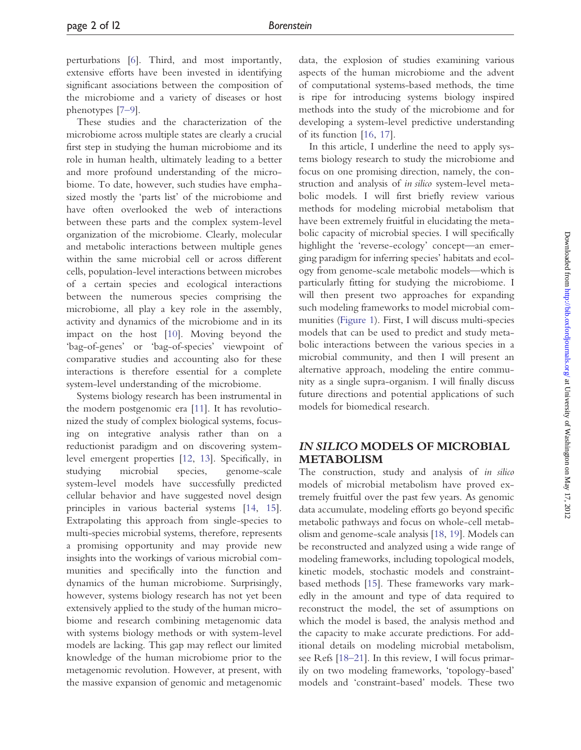perturbations [6]. Third, and most importantly, extensive efforts have been invested in identifying significant associations between the composition of the microbiome and a variety of diseases or host phenotypes [7–9].

These studies and the characterization of the microbiome across multiple states are clearly a crucial first step in studying the human microbiome and its role in human health, ultimately leading to a better and more profound understanding of the microbiome. To date, however, such studies have emphasized mostly the 'parts list' of the microbiome and have often overlooked the web of interactions between these parts and the complex system-level organization of the microbiome. Clearly, molecular and metabolic interactions between multiple genes within the same microbial cell or across different cells, population-level interactions between microbes of a certain species and ecological interactions between the numerous species comprising the microbiome, all play a key role in the assembly, activity and dynamics of the microbiome and in its impact on the host [10]. Moving beyond the 'bag-of-genes' or 'bag-of-species' viewpoint of comparative studies and accounting also for these interactions is therefore essential for a complete system-level understanding of the microbiome.

Systems biology research has been instrumental in the modern postgenomic era [11]. It has revolutionized the study of complex biological systems, focusing on integrative analysis rather than on a reductionist paradigm and on discovering system-level emergent properties [12, 13]. Specifically, in studying microbial species, genome-scale system-level models have successfully predicted cellular behavior and have suggested novel design principles in various bacterial systems [14, 15]. Extrapolating this approach from single-species to multi-species microbial systems, therefore, represents a promising opportunity and may provide new insights into the workings of various microbial communities and specifically into the function and dynamics of the human microbiome. Surprisingly, however, systems biology research has not yet been extensively applied to the study of the human microbiome and research combining metagenomic data with systems biology methods or with system-level models are lacking. This gap may reflect our limited knowledge of the human microbiome prior to the metagenomic revolution. However, at present, with the massive expansion of genomic and metagenomic data, the explosion of studies examining various aspects of the human microbiome and the advent of computational systems-based methods, the time is ripe for introducing systems biology inspired methods into the study of the microbiome and for developing a system-level predictive understanding of its function [16, 17].

In this article, I underline the need to apply systems biology research to study the microbiome and focus on one promising direction, namely, the construction and analysis of *in silico* system-level metabolic models. I will first briefly review various methods for modeling microbial metabolism that have been extremely fruitful in elucidating the metabolic capacity of microbial species. I will specifically highlight the 'reverse-ecology' concept—an emerging paradigm for inferring species' habitats and ecology from genome-scale metabolic models—which is particularly fitting for studying the microbiome. I will then present two approaches for expanding such modeling frameworks to model microbial communities (Figure 1). First, I will discuss multi-species models that can be used to predict and study metabolic interactions between the various species in a microbial community, and then I will present an alternative approach, modeling the entire community as a single supra-organism. I will finally discuss future directions and potential applications of such models for biomedical research.

## *IN SILICO* MODELS OF MICROBIAL METABOLISM

The construction, study and analysis of *in silico* models of microbial metabolism have proved extremely fruitful over the past few years. As genomic data accumulate, modeling efforts go beyond specific metabolic pathways and focus on whole-cell metabolism and genome-scale analysis [18, 19]. Models can be reconstructed and analyzed using a wide range of modeling frameworks, including topological models, kinetic models, stochastic models and constraint-based methods [15]. These frameworks vary markedly in the amount and type of data required to reconstruct the model, the set of assumptions on which the model is based, the analysis method and the capacity to make accurate predictions. For additional details on modeling microbial metabolism, see Refs [18–21]. In this review, I will focus primarily on two modeling frameworks, 'topology-based' models and 'constraint-based' models. These two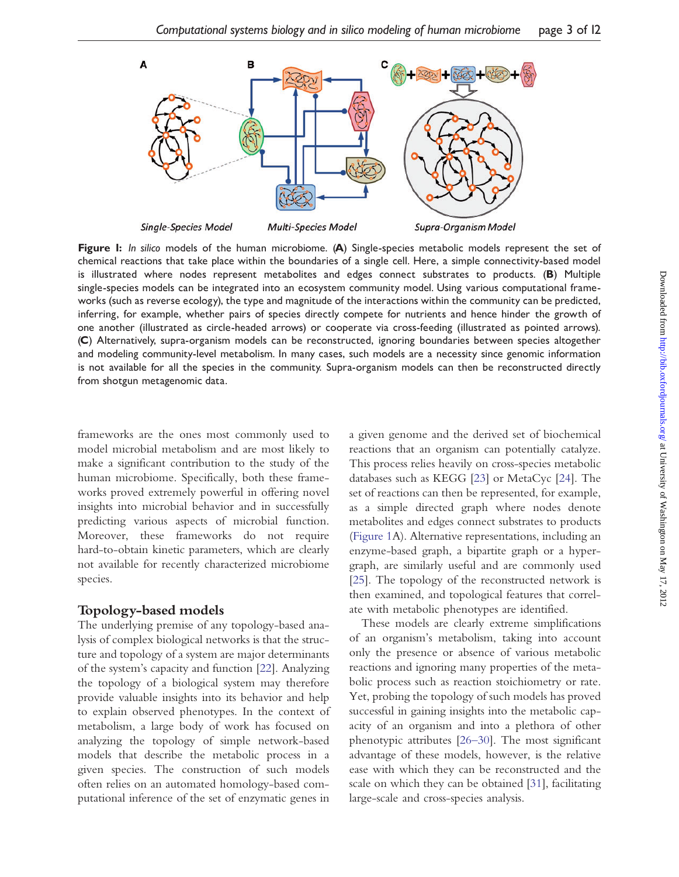Single-Species Model

Multi-Species Model

Supra-Organism Model

**Figure 1:** *In silico* models of the human microbiome. (**A**) Single-species metabolic models represent the set of chemical reactions that take place within the boundaries of a single cell. Here, a simple connectivity-based model is illustrated where nodes represent metabolites and edges connect substrates to products. (**B**) Multiple single-species models can be integrated into an ecosystem community model. Using various computational frameworks (such as reverse ecology), the type and magnitude of the interactions within the community can be predicted, inferring, for example, whether pairs of species directly compete for nutrients and hence hinder the growth of one another (illustrated as circle-headed arrows) or cooperate via cross-feeding (illustrated as pointed arrows). (**C**) Alternatively, supra-organism models can be reconstructed, ignoring boundaries between species altogether and modeling community-level metabolism. In many cases, such models are a necessity since genomic information is not available for all the species in the community. Supra-organism models can then be reconstructed directly from shotgun metagenomic data.

frameworks are the ones most commonly used to model microbial metabolism and are most likely to make a significant contribution to the study of the human microbiome. Specifically, both these frameworks proved extremely powerful in offering novel insights into microbial behavior and in successfully predicting various aspects of microbial function. Moreover, these frameworks do not require hard-to-obtain kinetic parameters, which are clearly not available for recently characterized microbiome species.

## Topology-based models

The underlying premise of any topology-based analysis of complex biological networks is that the structure and topology of a system are major determinants of the system's capacity and function [22]. Analyzing the topology of a biological system may therefore provide valuable insights into its behavior and help to explain observed phenotypes. In the context of metabolism, a large body of work has focused on analyzing the topology of simple network-based models that describe the metabolic process in a given species. The construction of such models often relies on an automated homology-based computational inference of the set of enzymatic genes in a given genome and the derived set of biochemical reactions that an organism can potentially catalyze. This process relies heavily on cross-species metabolic databases such as KEGG [23] or MetaCyc [24]. The set of reactions can then be represented, for example, as a simple directed graph where nodes denote metabolites and edges connect substrates to products (Figure 1A). Alternative representations, including an enzyme-based graph, a bipartite graph or a hypergraph, are similarly useful and are commonly used [25]. The topology of the reconstructed network is then examined, and topological features that correlate with metabolic phenotypes are identified.

These models are clearly extreme simplifications of an organism's metabolism, taking into account only the presence or absence of various metabolic reactions and ignoring many properties of the metabolic process such as reaction stoichiometry or rate. Yet, probing the topology of such models has proved successful in gaining insights into the metabolic capacity of an organism and into a plethora of other phenotypic attributes [26–30]. The most significant advantage of these models, however, is the relative ease with which they can be reconstructed and the scale on which they can be obtained [31], facilitating large-scale and cross-species analysis.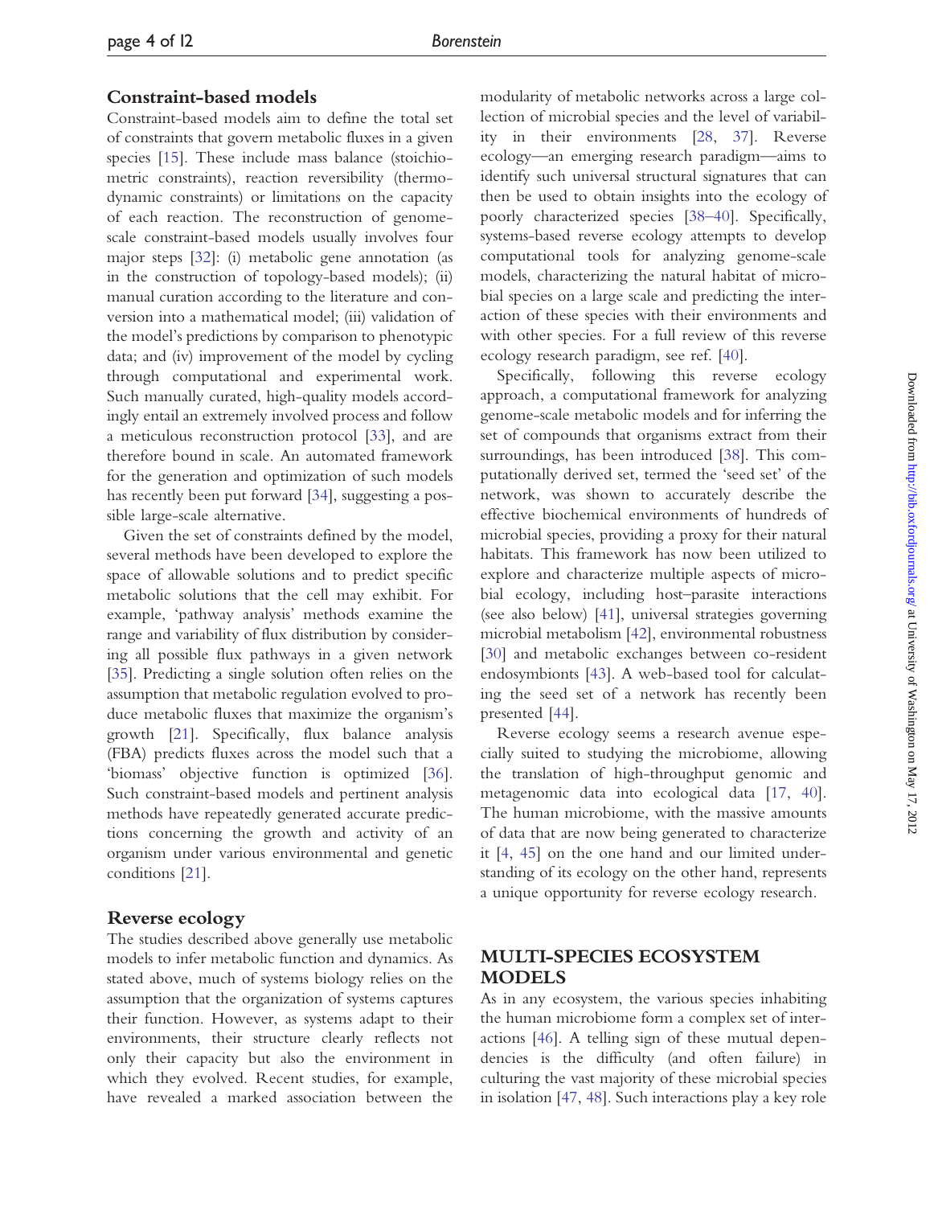### Constraint-based models

Constraint-based models aim to define the total set of constraints that govern metabolic fluxes in a given species [15]. These include mass balance (stoichiometric constraints), reaction reversibility (thermodynamic constraints) or limitations on the capacity of each reaction. The reconstruction of genome-scale constraint-based models usually involves four major steps [32]: (i) metabolic gene annotation (as in the construction of topology-based models); (ii) manual curation according to the literature and conversion into a mathematical model; (iii) validation of the model's predictions by comparison to phenotypic data; and (iv) improvement of the model by cycling through computational and experimental work. Such manually curated, high-quality models accordingly entail an extremely involved process and follow a meticulous reconstruction protocol [33], and are therefore bound in scale. An automated framework for the generation and optimization of such models has recently been put forward [34], suggesting a possible large-scale alternative.

Given the set of constraints defined by the model, several methods have been developed to explore the space of allowable solutions and to predict specific metabolic solutions that the cell may exhibit. For example, 'pathway analysis' methods examine the range and variability of flux distribution by considering all possible flux pathways in a given network [35]. Predicting a single solution often relies on the assumption that metabolic regulation evolved to produce metabolic fluxes that maximize the organism's growth [21]. Specifically, flux balance analysis (FBA) predicts fluxes across the model such that a 'biomass' objective function is optimized [36]. Such constraint-based models and pertinent analysis methods have repeatedly generated accurate predictions concerning the growth and activity of an organism under various environmental and genetic conditions [21].

### Reverse ecology

The studies described above generally use metabolic models to infer metabolic function and dynamics. As stated above, much of systems biology relies on the assumption that the organization of systems captures their function. However, as systems adapt to their environments, their structure clearly reflects not only their capacity but also the environment in which they evolved. Recent studies, for example, have revealed a marked association between the modularity of metabolic networks across a large collection of microbial species and the level of variability in their environments [28, 37]. Reverse ecology—an emerging research paradigm—aims to identify such universal structural signatures that can then be used to obtain insights into the ecology of poorly characterized species [38–40]. Specifically, systems-based reverse ecology attempts to develop computational tools for analyzing genome-scale models, characterizing the natural habitat of microbial species on a large scale and predicting the interaction of these species with their environments and with other species. For a full review of this reverse ecology research paradigm, see ref. [40].

Specifically, following this reverse ecology approach, a computational framework for analyzing genome-scale metabolic models and for inferring the set of compounds that organisms extract from their surroundings, has been introduced [38]. This computationally derived set, termed the 'seed set' of the network, was shown to accurately describe the effective biochemical environments of hundreds of microbial species, providing a proxy for their natural habitats. This framework has now been utilized to explore and characterize multiple aspects of microbial ecology, including host–parasite interactions (see also below) [41], universal strategies governing microbial metabolism [42], environmental robustness [30] and metabolic exchanges between co-resident endosymbionts [43]. A web-based tool for calculating the seed set of a network has recently been presented [44].

Reverse ecology seems a research avenue especially suited to studying the microbiome, allowing the translation of high-throughput genomic and metagenomic data into ecological data [17, 40]. The human microbiome, with the massive amounts of data that are now being generated to characterize it [4, 45] on the one hand and our limited understanding of its ecology on the other hand, represents a unique opportunity for reverse ecology research.

## MULTI-SPECIES ECOSYSTEM MODELS

As in any ecosystem, the various species inhabiting the human microbiome form a complex set of interactions [46]. A telling sign of these mutual dependencies is the difficulty (and often failure) in culturing the vast majority of these microbial species in isolation [47, 48]. Such interactions play a key role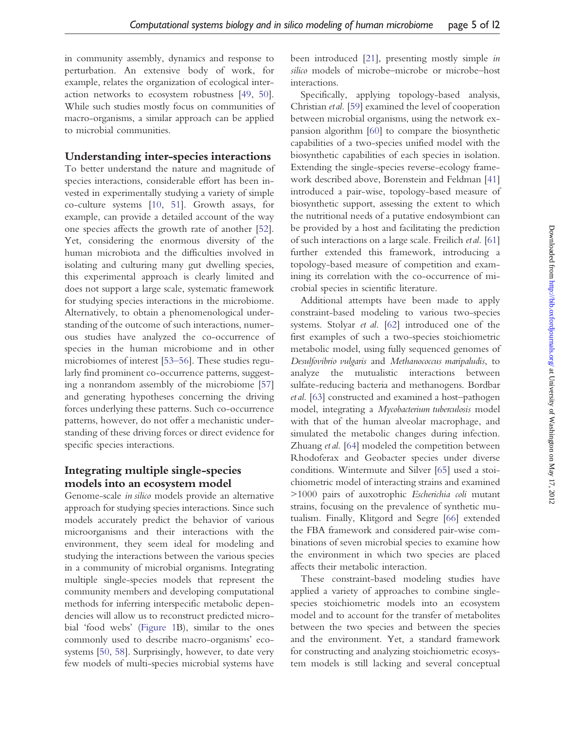in community assembly, dynamics and response to perturbation. An extensive body of work, for example, relates the organization of ecological interaction networks to ecosystem robustness [49, 50]. While such studies mostly focus on communities of macro-organisms, a similar approach can be applied to microbial communities.

## Understanding inter-species interactions

To better understand the nature and magnitude of species interactions, considerable effort has been invested in experimentally studying a variety of simple co-culture systems [10, 51]. Growth assays, for example, can provide a detailed account of the way one species affects the growth rate of another [52]. Yet, considering the enormous diversity of the human microbiota and the difficulties involved in isolating and culturing many gut dwelling species, this experimental approach is clearly limited and does not support a large scale, systematic framework for studying species interactions in the microbiome. Alternatively, to obtain a phenomenological understanding of the outcome of such interactions, numerous studies have analyzed the co-occurrence of species in the human microbiome and in other microbiomes of interest [53–56]. These studies regularly find prominent co-occurrence patterns, suggesting a nonrandom assembly of the microbiome [57] and generating hypotheses concerning the driving forces underlying these patterns. Such co-occurrence patterns, however, do not offer a mechanistic understanding of these driving forces or direct evidence for specific species interactions.

## Integrating multiple single-species models into an ecosystem model

Genome-scale *in silico* models provide an alternative approach for studying species interactions. Since such models accurately predict the behavior of various microorganisms and their interactions with the environment, they seem ideal for modeling and studying the interactions between the various species in a community of microbial organisms. Integrating multiple single-species models that represent the community members and developing computational methods for inferring interspecific metabolic dependencies will allow us to reconstruct predicted microbial 'food webs' (Figure 1B), similar to the ones commonly used to describe macro-organisms' ecosystems [50, 58]. Surprisingly, however, to date very few models of multi-species microbial systems have been introduced [21], presenting mostly simple *in silico* models of microbe–microbe or microbe–host interactions.

Specifically, applying topology-based analysis, Christian *et al.* [59] examined the level of cooperation between microbial organisms, using the network expansion algorithm [60] to compare the biosynthetic capabilities of a two-species unified model with the biosynthetic capabilities of each species in isolation. Extending the single-species reverse-ecology framework described above, Borenstein and Feldman [41] introduced a pair-wise, topology-based measure of biosynthetic support, assessing the extent to which the nutritional needs of a putative endosymbiont can be provided by a host and facilitating the prediction of such interactions on a large scale. Freilich *et al.* [61] further extended this framework, introducing a topology-based measure of competition and examining its correlation with the co-occurrence of microbial species in scientific literature.

Additional attempts have been made to apply constraint-based modeling to various two-species systems. Stolyar *et al.* [62] introduced one of the first examples of such a two-species stoichiometric metabolic model, using fully sequenced genomes of *Desulfovibrio vulgaris* and *Methanococcus maripaludis*, to analyze the mutualistic interactions between sulfate-reducing bacteria and methanogens. Bordbar *et al.* [63] constructed and examined a host–pathogen model, integrating a *Mycobacterium tuberculosis* model with that of the human alveolar macrophage, and simulated the metabolic changes during infection. Zhuang *et al.* [64] modeled the competition between Rhodoferax and Geobacter species under diverse conditions. Wintermute and Silver [65] used a stoichiometric model of interacting strains and examined >1000 pairs of auxotrophic *Escherichia coli* mutant strains, focusing on the prevalence of synthetic mutualism. Finally, Klitgord and Segre [66] extended the FBA framework and considered pair-wise combinations of seven microbial species to examine how the environment in which two species are placed affects their metabolic interaction.

These constraint-based modeling studies have applied a variety of approaches to combine single-species stoichiometric models into an ecosystem model and to account for the transfer of metabolites between the two species and between the species and the environment. Yet, a standard framework for constructing and analyzing stoichiometric ecosystem models is still lacking and several conceptual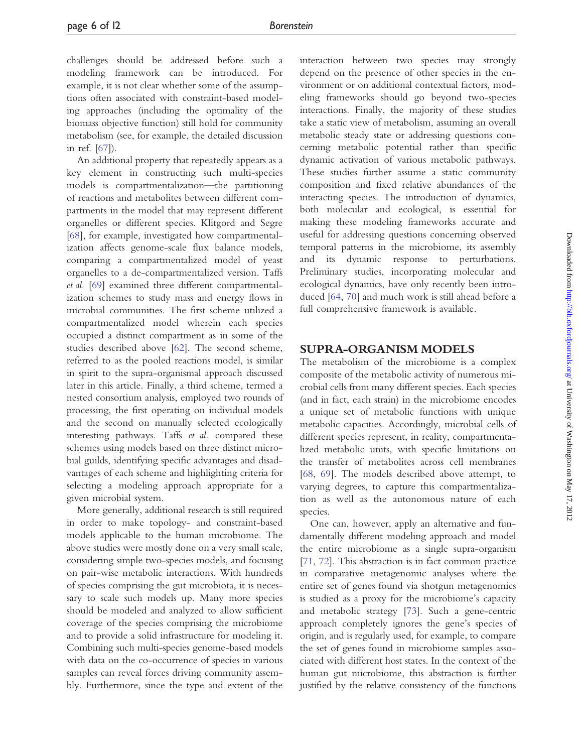challenges should be addressed before such a modeling framework can be introduced. For example, it is not clear whether some of the assumptions often associated with constraint-based modeling approaches (including the optimality of the biomass objective function) still hold for community metabolism (see, for example, the detailed discussion in ref. [67]).

An additional property that repeatedly appears as a key element in constructing such multi-species models is compartmentalization—the partitioning of reactions and metabolites between different compartments in the model that may represent different organelles or different species. Klitgord and Segre [68], for example, investigated how compartmentalization affects genome-scale flux balance models, comparing a compartmentalized model of yeast organelles to a de-compartmentalized version. Taffs *et al.* [69] examined three different compartmentalization schemes to study mass and energy flows in microbial communities. The first scheme utilized a compartmentalized model wherein each species occupied a distinct compartment as in some of the studies described above [62]. The second scheme, referred to as the pooled reactions model, is similar in spirit to the supra-organismal approach discussed later in this article. Finally, a third scheme, termed a nested consortium analysis, employed two rounds of processing, the first operating on individual models and the second on manually selected ecologically interesting pathways. Taffs *et al.* compared these schemes using models based on three distinct microbial guilds, identifying specific advantages and disadvantages of each scheme and highlighting criteria for selecting a modeling approach appropriate for a given microbial system.

More generally, additional research is still required in order to make topology- and constraint-based models applicable to the human microbiome. The above studies were mostly done on a very small scale, considering simple two-species models, and focusing on pair-wise metabolic interactions. With hundreds of species comprising the gut microbiota, it is necessary to scale such models up. Many more species should be modeled and analyzed to allow sufficient coverage of the species comprising the microbiome and to provide a solid infrastructure for modeling it. Combining such multi-species genome-based models with data on the co-occurrence of species in various samples can reveal forces driving community assembly. Furthermore, since the type and extent of the interaction between two species may strongly depend on the presence of other species in the environment or on additional contextual factors, modeling frameworks should go beyond two-species interactions. Finally, the majority of these studies take a static view of metabolism, assuming an overall metabolic steady state or addressing questions concerning metabolic potential rather than specific dynamic activation of various metabolic pathways. These studies further assume a static community composition and fixed relative abundances of the interacting species. The introduction of dynamics, both molecular and ecological, is essential for making these modeling frameworks accurate and useful for addressing questions concerning observed temporal patterns in the microbiome, its assembly and its dynamic response to perturbations. Preliminary studies, incorporating molecular and ecological dynamics, have only recently been introduced [64, 70] and much work is still ahead before a full comprehensive framework is available.

## SUPRA-ORGANISM MODELS

The metabolism of the microbiome is a complex composite of the metabolic activity of numerous microbial cells from many different species. Each species (and in fact, each strain) in the microbiome encodes a unique set of metabolic functions with unique metabolic capacities. Accordingly, microbial cells of different species represent, in reality, compartmentalized metabolic units, with specific limitations on the transfer of metabolites across cell membranes [68, 69]. The models described above attempt, to varying degrees, to capture this compartmentalization as well as the autonomous nature of each species.

One can, however, apply an alternative and fundamentally different modeling approach and model the entire microbiome as a single supra-organism [71, 72]. This abstraction is in fact common practice in comparative metagenomic analyses where the entire set of genes found via shotgun metagenomics is studied as a proxy for the microbiome's capacity and metabolic strategy [73]. Such a gene-centric approach completely ignores the gene's species of origin, and is regularly used, for example, to compare the set of genes found in microbiome samples associated with different host states. In the context of the human gut microbiome, this abstraction is further justified by the relative consistency of the functions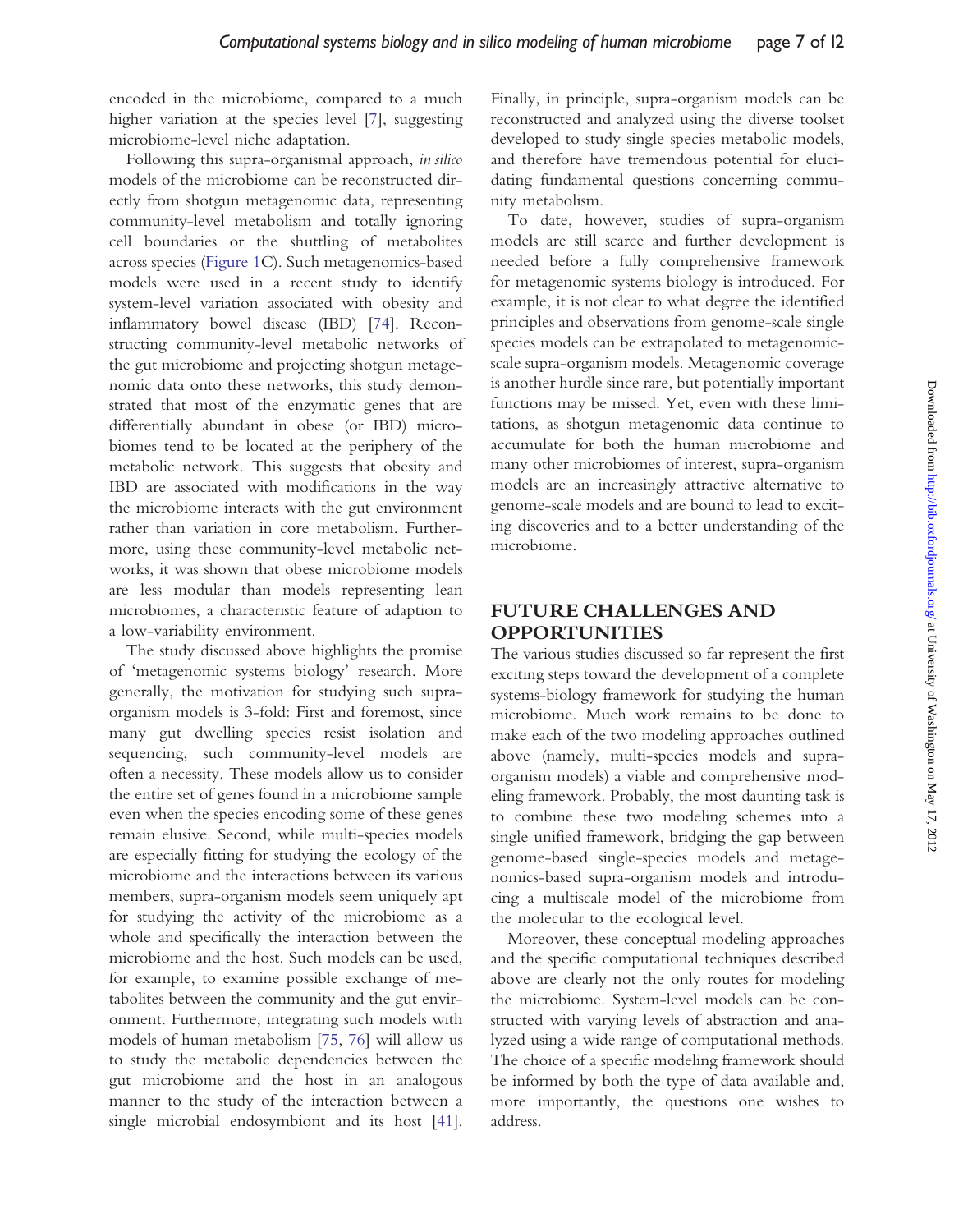encoded in the microbiome, compared to a much higher variation at the species level [7], suggesting microbiome-level niche adaptation.

Following this supra-organismal approach, *in silico* models of the microbiome can be reconstructed directly from shotgun metagenomic data, representing community-level metabolism and totally ignoring cell boundaries or the shuttling of metabolites across species (Figure 1C). Such metagenomics-based models were used in a recent study to identify system-level variation associated with obesity and inflammatory bowel disease (IBD) [74]. Reconstructing community-level metabolic networks of the gut microbiome and projecting shotgun metagenomic data onto these networks, this study demonstrated that most of the enzymatic genes that are differentially abundant in obese (or IBD) microbiomes tend to be located at the periphery of the metabolic network. This suggests that obesity and IBD are associated with modifications in the way the microbiome interacts with the gut environment rather than variation in core metabolism. Furthermore, using these community-level metabolic networks, it was shown that obese microbiome models are less modular than models representing lean microbiomes, a characteristic feature of adaption to a low-variability environment.

The study discussed above highlights the promise of 'metagenomic systems biology' research. More generally, the motivation for studying such supra-organism models is 3-fold: First and foremost, since many gut dwelling species resist isolation and sequencing, such community-level models are often a necessity. These models allow us to consider the entire set of genes found in a microbiome sample even when the species encoding some of these genes remain elusive. Second, while multi-species models are especially fitting for studying the ecology of the microbiome and the interactions between its various members, supra-organism models seem uniquely apt for studying the activity of the microbiome as a whole and specifically the interaction between the microbiome and the host. Such models can be used, for example, to examine possible exchange of metabolites between the community and the gut environment. Furthermore, integrating such models with models of human metabolism [75, 76] will allow us to study the metabolic dependencies between the gut microbiome and the host in an analogous manner to the study of the interaction between a single microbial endosymbiont and its host [41]. Finally, in principle, supra-organism models can be reconstructed and analyzed using the diverse toolset developed to study single species metabolic models, and therefore have tremendous potential for elucidating fundamental questions concerning community metabolism.

To date, however, studies of supra-organism models are still scarce and further development is needed before a fully comprehensive framework for metagenomic systems biology is introduced. For example, it is not clear to what degree the identified principles and observations from genome-scale single species models can be extrapolated to metagenomic-scale supra-organism models. Metagenomic coverage is another hurdle since rare, but potentially important functions may be missed. Yet, even with these limitations, as shotgun metagenomic data continue to accumulate for both the human microbiome and many other microbiomes of interest, supra-organism models are an increasingly attractive alternative to genome-scale models and are bound to lead to exciting discoveries and to a better understanding of the microbiome.

## FUTURE CHALLENGES AND OPPORTUNITIES

The various studies discussed so far represent the first exciting steps toward the development of a complete systems-biology framework for studying the human microbiome. Much work remains to be done to make each of the two modeling approaches outlined above (namely, multi-species models and supra-organism models) a viable and comprehensive modeling framework. Probably, the most daunting task is to combine these two modeling schemes into a single unified framework, bridging the gap between genome-based single-species models and metagenomics-based supra-organism models and introducing a multiscale model of the microbiome from the molecular to the ecological level.

Moreover, these conceptual modeling approaches and the specific computational techniques described above are clearly not the only routes for modeling the microbiome. System-level models can be constructed with varying levels of abstraction and analyzed using a wide range of computational methods. The choice of a specific modeling framework should be informed by both the type of data available and, more importantly, the questions one wishes to address.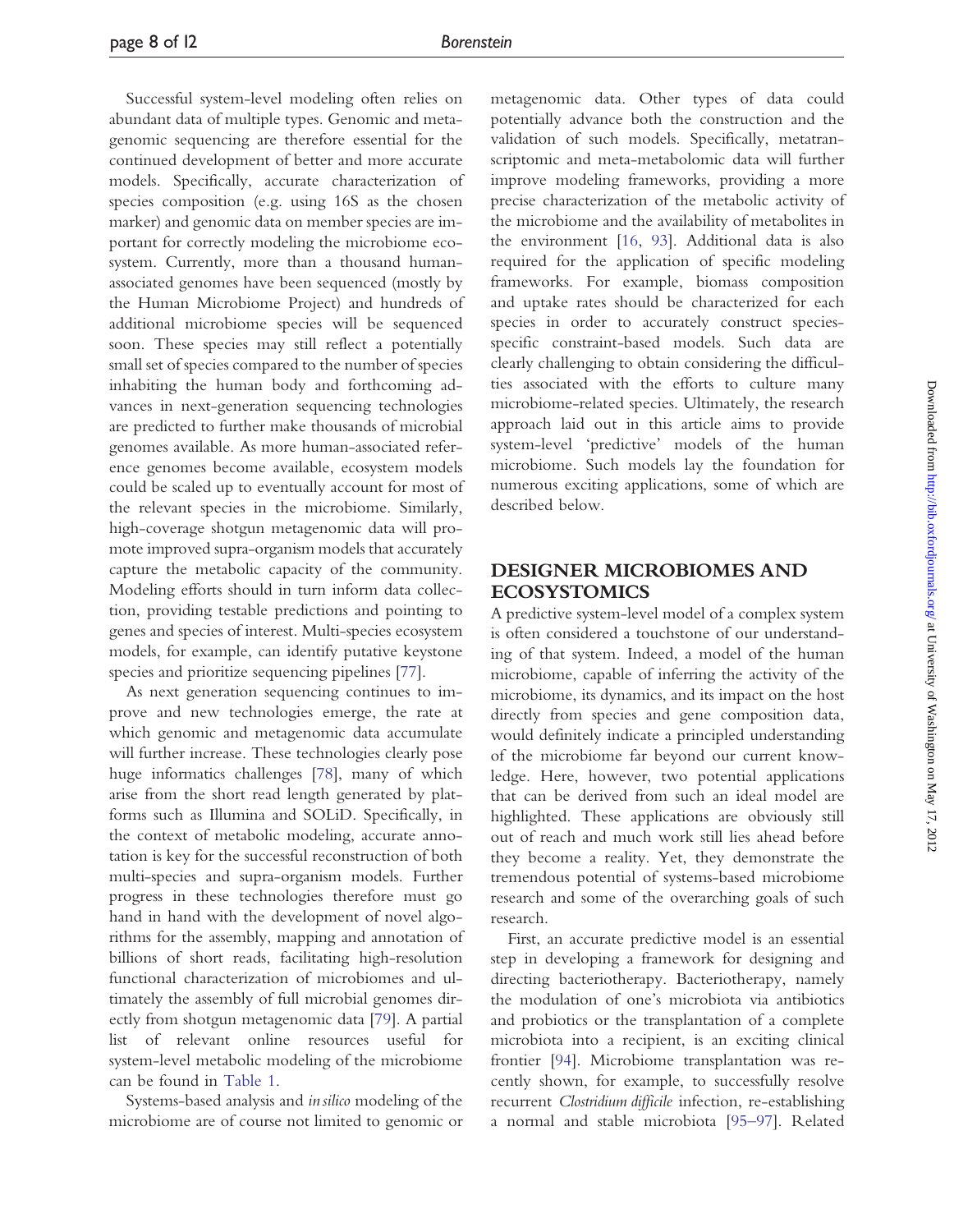Successful system-level modeling often relies on abundant data of multiple types. Genomic and metagenomic sequencing are therefore essential for the continued development of better and more accurate models. Specifically, accurate characterization of species composition (e.g. using 16S as the chosen marker) and genomic data on member species are important for correctly modeling the microbiome ecosystem. Currently, more than a thousand human-associated genomes have been sequenced (mostly by the Human Microbiome Project) and hundreds of additional microbiome species will be sequenced soon. These species may still reflect a potentially small set of species compared to the number of species inhabiting the human body and forthcoming advances in next-generation sequencing technologies are predicted to further make thousands of microbial genomes available. As more human-associated reference genomes become available, ecosystem models could be scaled up to eventually account for most of the relevant species in the microbiome. Similarly, high-coverage shotgun metagenomic data will promote improved supra-organism models that accurately capture the metabolic capacity of the community. Modeling efforts should in turn inform data collection, providing testable predictions and pointing to genes and species of interest. Multi-species ecosystem models, for example, can identify putative keystone species and prioritize sequencing pipelines [77].

As next generation sequencing continues to improve and new technologies emerge, the rate at which genomic and metagenomic data accumulate will further increase. These technologies clearly pose huge informatics challenges [78], many of which arise from the short read length generated by platforms such as Illumina and SOLiD. Specifically, in the context of metabolic modeling, accurate annotation is key for the successful reconstruction of both multi-species and supra-organism models. Further progress in these technologies therefore must go hand in hand with the development of novel algorithms for the assembly, mapping and annotation of billions of short reads, facilitating high-resolution functional characterization of microbiomes and ultimately the assembly of full microbial genomes directly from shotgun metagenomic data [79]. A partial list of relevant online resources useful for system-level metabolic modeling of the microbiome can be found in Table 1.

Systems-based analysis and *in silico* modeling of the microbiome are of course not limited to genomic or metagenomic data. Other types of data could potentially advance both the construction and the validation of such models. Specifically, metatranscriptomic and meta-metabolomic data will further improve modeling frameworks, providing a more precise characterization of the metabolic activity of the microbiome and the availability of metabolites in the environment [16, 93]. Additional data is also required for the application of specific modeling frameworks. For example, biomass composition and uptake rates should be characterized for each species in order to accurately construct species-specific constraint-based models. Such data are clearly challenging to obtain considering the difficulties associated with the efforts to culture many microbiome-related species. Ultimately, the research approach laid out in this article aims to provide system-level 'predictive' models of the human microbiome. Such models lay the foundation for numerous exciting applications, some of which are described below.

## DESIGNER MICROBIOMES AND ECOSYSTOMICS

A predictive system-level model of a complex system is often considered a touchstone of our understanding of that system. Indeed, a model of the human microbiome, capable of inferring the activity of the microbiome, its dynamics, and its impact on the host directly from species and gene composition data, would definitely indicate a principled understanding of the microbiome far beyond our current knowledge. Here, however, two potential applications that can be derived from such an ideal model are highlighted. These applications are obviously still out of reach and much work still lies ahead before they become a reality. Yet, they demonstrate the tremendous potential of systems-based microbiome research and some of the overarching goals of such research.

First, an accurate predictive model is an essential step in developing a framework for designing and directing bacteriotherapy. Bacteriotherapy, namely the modulation of one's microbiota via antibiotics and probiotics or the transplantation of a complete microbiota into a recipient, is an exciting clinical frontier [94]. Microbiome transplantation was recently shown, for example, to successfully resolve recurrent *Clostridium difficile* infection, re-establishing a normal and stable microbiota [95–97]. Related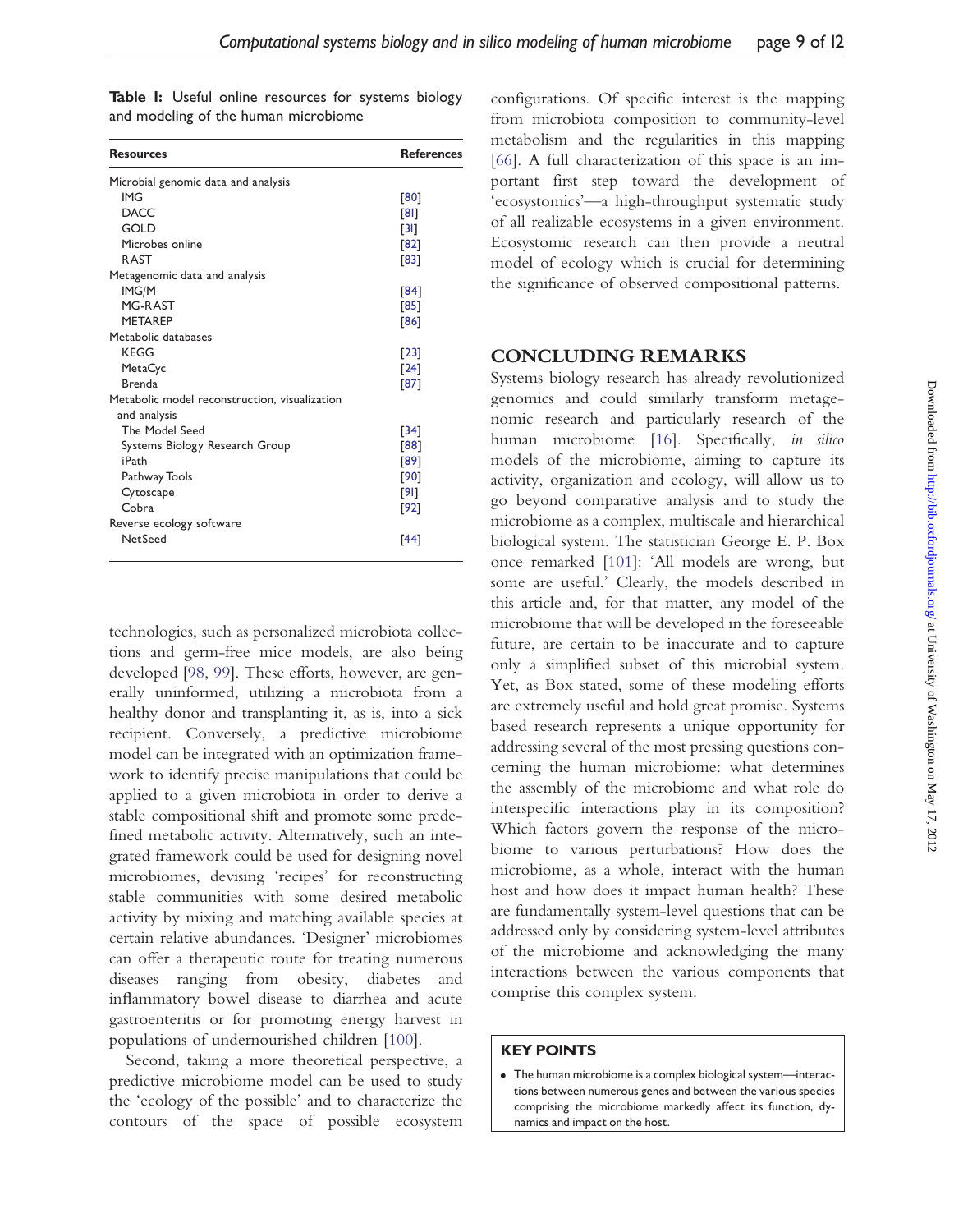**Table 1:** Useful online resources for systems biology and modeling of the human microbiome

| Resources | References |
|---|---|
| Microbial genomic data and analysis | |
| IMG | [80] |
| DACC | [81] |
| GOLD | [31] |
| Microbes online | [82] |
| RAST | [83] |
| Metagenomic data and analysis | |
| IMG/M | [84] |
| MG-RAST | [85] |
| METAREP | [86] |
| Metabolic databases | |
| KEGG | [23] |
| MetaCyc | [24] |
| Brenda | [87] |
| Metabolic model reconstruction, visualization and analysis | |
| The Model Seed | [34] |
| Systems Biology Research Group | [88] |
| iPath | [89] |
| Pathway Tools | [90] |
| Cytoscape | [91] |
| Cobra | [92] |
| Reverse ecology software | |
| NetSeed | [44] |

technologies, such as personalized microbiota collections and germ-free mice models, are also being developed [98, 99]. These efforts, however, are generally uninformed, utilizing a microbiota from a healthy donor and transplanting it, as is, into a sick recipient. Conversely, a predictive microbiome model can be integrated with an optimization framework to identify precise manipulations that could be applied to a given microbiota in order to derive a stable compositional shift and promote some predefined metabolic activity. Alternatively, such an integrated framework could be used for designing novel microbiomes, devising 'recipes' for reconstructing stable communities with some desired metabolic activity by mixing and matching available species at certain relative abundances. 'Designer' microbiomes can offer a therapeutic route for treating numerous diseases ranging from obesity, diabetes and inflammatory bowel disease to diarrhea and acute gastroenteritis or for promoting energy harvest in populations of undernourished children [100].

Second, taking a more theoretical perspective, a predictive microbiome model can be used to study the 'ecology of the possible' and to characterize the contours of the space of possible ecosystem configurations. Of specific interest is the mapping from microbiota composition to community-level metabolism and the regularities in this mapping [66]. A full characterization of this space is an important first step toward the development of 'ecosystomics'—a high-throughput systematic study of all realizable ecosystems in a given environment. Ecosystomic research can then provide a neutral model of ecology which is crucial for determining the significance of observed compositional patterns.

## CONCLUDING REMARKS

Systems biology research has already revolutionized genomics and could similarly transform metagenomic research and particularly research of the human microbiome [16]. Specifically, *in silico* models of the microbiome, aiming to capture its activity, organization and ecology, will allow us to go beyond comparative analysis and to study the microbiome as a complex, multiscale and hierarchical biological system. The statistician George E. P. Box once remarked [101]: 'All models are wrong, but some are useful.' Clearly, the models described in this article and, for that matter, any model of the microbiome that will be developed in the foreseeable future, are certain to be inaccurate and to capture only a simplified subset of this microbial system. Yet, as Box stated, some of these modeling efforts are extremely useful and hold great promise. Systems based research represents a unique opportunity for addressing several of the most pressing questions concerning the human microbiome: what determines the assembly of the microbiome and what role do interspecific interactions play in its composition? Which factors govern the response of the microbiome to various perturbations? How does the microbiome, as a whole, interact with the human host and how does it impact human health? These are fundamentally system-level questions that can be addressed only by considering system-level attributes of the microbiome and acknowledging the many interactions between the various components that comprise this complex system.

### KEY POINTS

- The human microbiome is a complex biological system—interactions between numerous genes and between the various species comprising the microbiome markedly affect its function, dynamics and impact on the host.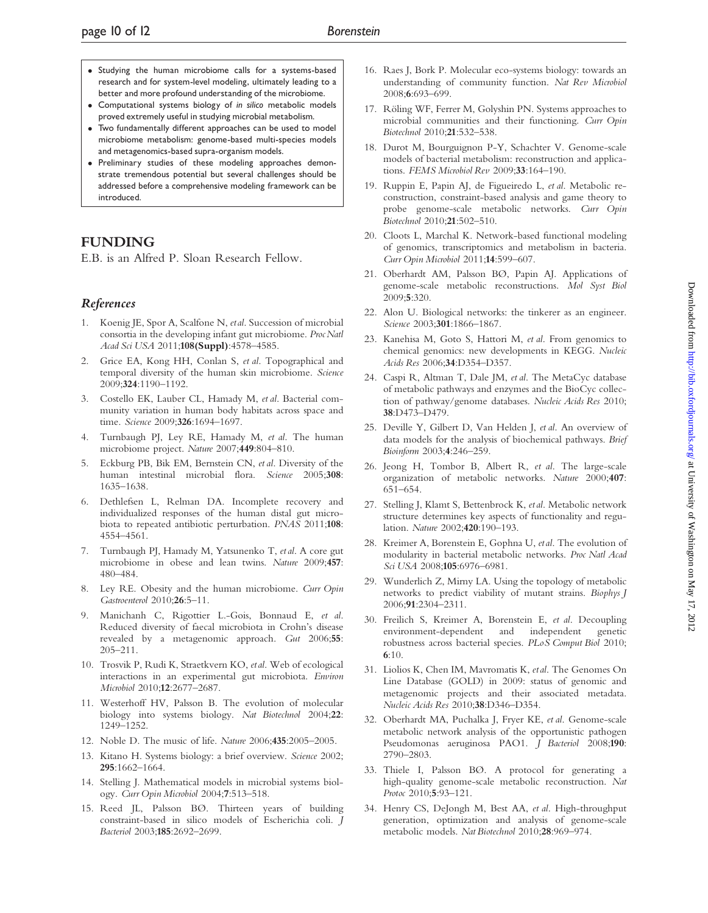- Studying the human microbiome calls for a systems-based research and for system-level modeling, ultimately leading to a better and more profound understanding of the microbiome.
- Computational systems biology of *in silico* metabolic models proved extremely useful in studying microbial metabolism.
- Two fundamentally different approaches can be used to model microbiome metabolism: genome-based multi-species models and metagenomics-based supra-organism models.
- Preliminary studies of these modeling approaches demonstrate tremendous potential but several challenges should be addressed before a comprehensive modeling framework can be introduced.

## FUNDING

E.B. is an Alfred P. Sloan Research Fellow.

## References

1. Koenig JE, Spor A, Scalfone N, *et al*. Succession of microbial consortia in the developing infant gut microbiome. *Proc Natl Acad Sci USA* 2011;**108(Suppl)**:4578–4585.
2. Grice EA, Kong HH, Conlan S, *et al*. Topographical and temporal diversity of the human skin microbiome. *Science* 2009;**324**:1190–1192.
3. Costello EK, Lauber CL, Hamady M, *et al*. Bacterial community variation in human body habitats across space and time. *Science* 2009;**326**:1694–1697.
4. Turnbaugh PJ, Ley RE, Hamady M, *et al*. The human microbiome project. *Nature* 2007;**449**:804–810.
5. Eckburg PB, Bik EM, Bernstein CN, *et al*. Diversity of the human intestinal microbial flora. *Science* 2005;**308**: 1635–1638.
6. Dethlefsen L, Relman DA. Incomplete recovery and individualized responses of the human distal gut microbiota to repeated antibiotic perturbation. *PNAS* 2011;**108**: 4554–4561.
7. Turnbaugh PJ, Hamady M, Yatsunenko T, *et al*. A core gut microbiome in obese and lean twins. *Nature* 2009;**457**: 480–484.
8. Ley RE. Obesity and the human microbiome. *Curr Opin Gastroenterol* 2010;**26**:5–11.
9. Manichanh C, Rigottier L.-Gois, Bonnaud E, *et al*. Reduced diversity of faecal microbiota in Crohn's disease revealed by a metagenomic approach. *Gut* 2006;**55**: 205–211.
10. Trosvik P, Rudi K, Straetkvern KO, *et al*. Web of ecological interactions in an experimental gut microbiota. *Environ Microbiol* 2010;**12**:2677–2687.
11. Westerhoff HV, Palsson B. The evolution of molecular biology into systems biology. *Nat Biotechnol* 2004;**22**: 1249–1252.
12. Noble D. The music of life. *Nature* 2006;**435**:2005–2005.
13. Kitano H. Systems biology: a brief overview. *Science* 2002; **295**:1662–1664.
14. Stelling J. Mathematical models in microbial systems biology. *Curr Opin Microbiol* 2004;**7**:513–518.
15. Reed JL, Palsson BØ. Thirteen years of building constraint-based in silico models of Escherichia coli. *J Bacteriol* 2003;**185**:2692–2699.
16. Raes J, Bork P. Molecular eco-systems biology: towards an understanding of community function. *Nat Rev Microbiol* 2008;**6**:693–699.
17. Röling WF, Ferrer M, Golyshin PN. Systems approaches to microbial communities and their functioning. *Curr Opin Biotechnol* 2010;**21**:532–538.
18. Durot M, Bourguignon P-Y, Schachter V. Genome-scale models of bacterial metabolism: reconstruction and applications. *FEMS Microbiol Rev* 2009;**33**:164–190.
19. Ruppin E, Papin AJ, de Figueiredo L, *et al*. Metabolic reconstruction, constraint-based analysis and game theory to probe genome-scale metabolic networks. *Curr Opin Biotechnol* 2010;**21**:502–510.
20. Cloots L, Marchal K. Network-based functional modeling of genomics, transcriptomics and metabolism in bacteria. *Curr Opin Microbiol* 2011;**14**:599–607.
21. Oberhardt AM, Palsson BØ, Papin AJ. Applications of genome-scale metabolic reconstructions. *Mol Syst Biol* 2009;**5**:320.
22. Alon U. Biological networks: the tinkerer as an engineer. *Science* 2003;**301**:1866–1867.
23. Kanehisa M, Goto S, Hattori M, *et al*. From genomics to chemical genomics: new developments in KEGG. *Nucleic Acids Res* 2006;**34**:D354–D357.
24. Caspi R, Altman T, Dale JM, *et al*. The MetaCyc database of metabolic pathways and enzymes and the BioCyc collection of pathway/genome databases. *Nucleic Acids Res* 2010; **38**:D473–D479.
25. Deville Y, Gilbert D, Van Helden J, *et al*. An overview of data models for the analysis of biochemical pathways. *Brief Bioinform* 2003;**4**:246–259.
26. Jeong H, Tombor B, Albert R, *et al*. The large-scale organization of metabolic networks. *Nature* 2000;**407**: 651–654.
27. Stelling J, Klamt S, Bettenbrock K, *et al*. Metabolic network structure determines key aspects of functionality and regulation. *Nature* 2002;**420**:190–193.
28. Kreimer A, Borenstein E, Gophna U, *et al*. The evolution of modularity in bacterial metabolic networks. *Proc Natl Acad Sci USA* 2008;**105**:6976–6981.
29. Wunderlich Z, Mirny LA. Using the topology of metabolic networks to predict viability of mutant strains. *Biophys J* 2006;**91**:2304–2311.
30. Freilich S, Kreimer A, Borenstein E, *et al*. Decoupling environment-dependent and independent genetic robustness across bacterial species. *PLoS Comput Biol* 2010; **6**:10.
31. Liolios K, Chen IM, Mavromatis K, *et al*. The Genomes On Line Database (GOLD) in 2009: status of genomic and metagenomic projects and their associated metadata. *Nucleic Acids Res* 2010;**38**:D346–D354.
32. Oberhardt MA, Puchalka J, Fryer KE, *et al*. Genome-scale metabolic network analysis of the opportunistic pathogen Pseudomonas aeruginosa PAO1. *J Bacteriol* 2008;**190**: 2790–2803.
33. Thiele I, Palsson BØ. A protocol for generating a high-quality genome-scale metabolic reconstruction. *Nat Protoc* 2010;**5**:93–121.
34. Henry CS, DeJongh M, Best AA, *et al*. High-throughput generation, optimization and analysis of genome-scale metabolic models. *Nat Biotechnol* 2010;**28**:969–974.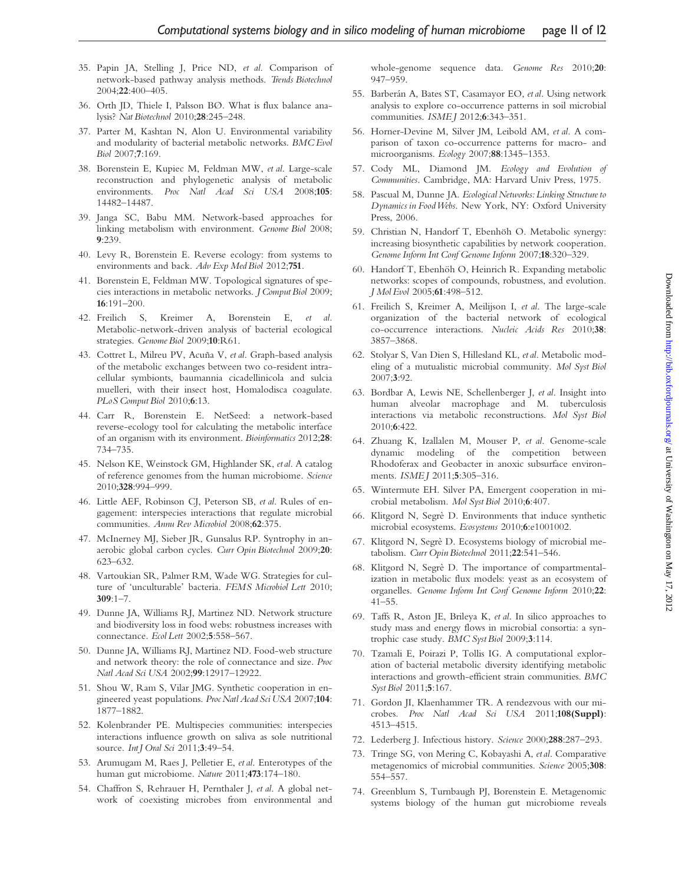35. Papin JA, Stelling J, Price ND, *et al*. Comparison of network-based pathway analysis methods. *Trends Biotechnol* 2004;**22**:400–405.
36. Orth JD, Thiele I, Palsson BØ. What is flux balance analysis? *Nat Biotechnol* 2010;**28**:245–248.
37. Parter M, Kashtan N, Alon U. Environmental variability and modularity of bacterial metabolic networks. *BMC Evol Biol* 2007;**7**:169.
38. Borenstein E, Kupiec M, Feldman MW, *et al*. Large-scale reconstruction and phylogenetic analysis of metabolic environments. *Proc Natl Acad Sci USA* 2008;**105**: 14482–14487.
39. Janga SC, Babu MM. Network-based approaches for linking metabolism with environment. *Genome Biol* 2008; **9**:239.
40. Levy R, Borenstein E. Reverse ecology: from systems to environments and back. *Adv Exp Med Biol* 2012;**751**.
41. Borenstein E, Feldman MW. Topological signatures of species interactions in metabolic networks. *J Comput Biol* 2009; **16**:191–200.
42. Freilich S, Kreimer A, Borenstein E, *et al*. Metabolic-network-driven analysis of bacterial ecological strategies. *Genome Biol* 2009;**10**:R61.
43. Cottret L, Milreu PV, Acuña V, *et al*. Graph-based analysis of the metabolic exchanges between two co-resident intracellular symbionts, baumannia cicadellinicola and sulcia muelleri, with their insect host, Homalodisca coagulate. *PLoS Comput Biol* 2010;**6**:13.
44. Carr R, Borenstein E. NetSeed: a network-based reverse-ecology tool for calculating the metabolic interface of an organism with its environment. *Bioinformatics* 2012;**28**: 734–735.
45. Nelson KE, Weinstock GM, Highlander SK, *et al*. A catalog of reference genomes from the human microbiome. *Science* 2010;**328**:994–999.
46. Little AEF, Robinson CJ, Peterson SB, *et al*. Rules of engagement: interspecies interactions that regulate microbial communities. *Annu Rev Microbiol* 2008;**62**:375.
47. McInerney MJ, Sieber JR, Gunsalus RP. Syntrophy in anaerobic global carbon cycles. *Curr Opin Biotechnol* 2009;**20**: 623–632.
48. Vartoukian SR, Palmer RM, Wade WG. Strategies for culture of 'unculturable' bacteria. *FEMS Microbiol Lett* 2010; **309**:1–7.
49. Dunne JA, Williams RJ, Martinez ND. Network structure and biodiversity loss in food webs: robustness increases with connectance. *Ecol Lett* 2002;**5**:558–567.
50. Dunne JA, Williams RJ, Martinez ND. Food-web structure and network theory: the role of connectance and size. *Proc Natl Acad Sci USA* 2002;**99**:12917–12922.
51. Shou W, Ram S, Vilar JMG. Synthetic cooperation in engineered yeast populations. *Proc Natl Acad Sci USA* 2007;**104**: 1877–1882.
52. Kolenbrander PE. Multispecies communities: interspecies interactions influence growth on saliva as sole nutritional source. *Int J Oral Sci* 2011;**3**:49–54.
53. Arumugam M, Raes J, Pelletier E, *et al*. Enterotypes of the human gut microbiome. *Nature* 2011;**473**:174–180.
54. Chaffron S, Rehrauer H, Pernthaler J, *et al*. A global network of coexisting microbes from environmental and whole-genome sequence data. *Genome Res* 2010;**20**: 947–959.
55. Barberán A, Bates ST, Casamayor EO, *et al*. Using network analysis to explore co-occurrence patterns in soil microbial communities. *ISME J* 2012;**6**:343–351.
56. Horner-Devine M, Silver JM, Leibold AM, *et al*. A comparison of taxon co-occurrence patterns for macro- and microorganisms. *Ecology* 2007;**88**:1345–1353.
57. Cody ML, Diamond JM. *Ecology and Evolution of Communities*. Cambridge, MA: Harvard Univ Press, 1975.
58. Pascual M, Dunne JA. *Ecological Networks: Linking Structure to Dynamics in Food Webs*. New York, NY: Oxford University Press, 2006.
59. Christian N, Handorf T, Ebenhöh O. Metabolic synergy: increasing biosynthetic capabilities by network cooperation. *Genome Inform Int Conf Genome Inform* 2007;**18**:320–329.
60. Handorf T, Ebenhöh O, Heinrich R. Expanding metabolic networks: scopes of compounds, robustness, and evolution. *J Mol Evol* 2005;**61**:498–512.
61. Freilich S, Kreimer A, Meilijson I, *et al*. The large-scale organization of the bacterial network of ecological co-occurrence interactions. *Nucleic Acids Res* 2010;**38**: 3857–3868.
62. Stolyar S, Van Dien S, Hillesland KL, *et al*. Metabolic modeling of a mutualistic microbial community. *Mol Syst Biol* 2007;**3**:92.
63. Bordbar A, Lewis NE, Schellenberger J, *et al*. Insight into human alveolar macrophage and M. tuberculosis interactions via metabolic reconstructions. *Mol Syst Biol* 2010;**6**:422.
64. Zhuang K, Izallalen M, Mouser P, *et al*. Genome-scale dynamic modeling of the competition between Rhodoferax and Geobacter in anoxic subsurface environments. *ISME J* 2011;**5**:305–316.
65. Wintermute EH. Silver PA, Emergent cooperation in microbial metabolism. *Mol Syst Biol* 2010;**6**:407.
66. Klitgord N, Segrè D. Environments that induce synthetic microbial ecosystems. *Ecosystems* 2010;**6**:e1001002.
67. Klitgord N, Segrè D. Ecosystems biology of microbial metabolism. *Curr Opin Biotechnol* 2011;**22**:541–546.
68. Klitgord N, Segrè D. The importance of compartmentalization in metabolic flux models: yeast as an ecosystem of organelles. *Genome Inform Int Conf Genome Inform* 2010;**22**: 41–55.
69. Taffs R, Aston JE, Brileya K, *et al*. In silico approaches to study mass and energy flows in microbial consortia: a syntrophic case study. *BMC Syst Biol* 2009;**3**:114.
70. Tzamali E, Poirazi P, Tollis IG. A computational exploration of bacterial metabolic diversity identifying metabolic interactions and growth-efficient strain communities. *BMC Syst Biol* 2011;**5**:167.
71. Gordon JI, Klaenhammer TR. A rendezvous with our microbes. *Proc Natl Acad Sci USA* 2011;**108(Suppl)**: 4513–4515.
72. Lederberg J. Infectious history. *Science* 2000;**288**:287–293.
73. Tringe SG, von Mering C, Kobayashi A, *et al*. Comparative metagenomics of microbial communities. *Science* 2005;**308**: 554–557.
74. Greenblum S, Turnbaugh PJ, Borenstein E. Metagenomic systems biology of the human gut microbiome reveals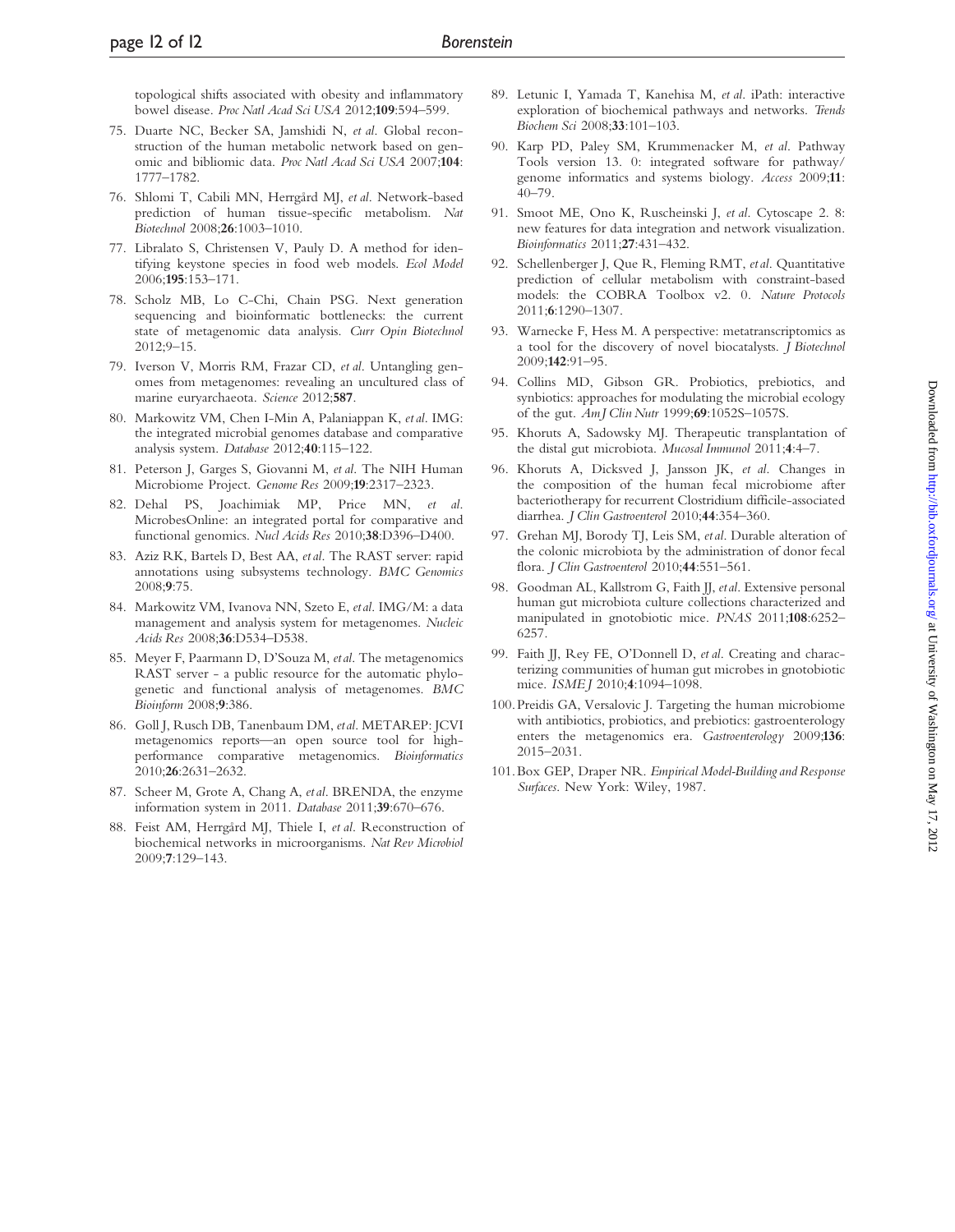topological shifts associated with obesity and inflammatory bowel disease. *Proc Natl Acad Sci USA* 2012;**109**:594–599.

75. Duarte NC, Becker SA, Jamshidi N, *et al*. Global reconstruction of the human metabolic network based on genomic and bibliomic data. *Proc Natl Acad Sci USA* 2007;**104**: 1777–1782.
76. Shlomi T, Cabili MN, Herrgård MJ, *et al*. Network-based prediction of human tissue-specific metabolism. *Nat Biotechnol* 2008;**26**:1003–1010.
77. Libralato S, Christensen V, Pauly D. A method for identifying keystone species in food web models. *Ecol Model* 2006;**195**:153–171.
78. Scholz MB, Lo C-Chi, Chain PSG. Next generation sequencing and bioinformatic bottlenecks: the current state of metagenomic data analysis. *Curr Opin Biotechnol* 2012;9–15.
79. Iverson V, Morris RM, Frazar CD, *et al*. Untangling genomes from metagenomes: revealing an uncultured class of marine euryarchaeota. *Science* 2012;**587**.
80. Markowitz VM, Chen I-Min A, Palaniappan K, *et al*. IMG: the integrated microbial genomes database and comparative analysis system. *Database* 2012;**40**:115–122.
81. Peterson J, Garges S, Giovanni M, *et al*. The NIH Human Microbiome Project. *Genome Res* 2009;**19**:2317–2323.
82. Dehal PS, Joachimiak MP, Price MN, *et al*. MicrobesOnline: an integrated portal for comparative and functional genomics. *Nucl Acids Res* 2010;**38**:D396–D400.
83. Aziz RK, Bartels D, Best AA, *et al*. The RAST server: rapid annotations using subsystems technology. *BMC Genomics* 2008;**9**:75.
84. Markowitz VM, Ivanova NN, Szeto E, *et al*. IMG/M: a data management and analysis system for metagenomes. *Nucleic Acids Res* 2008;**36**:D534–D538.
85. Meyer F, Paarmann D, D'Souza M, *et al*. The metagenomics RAST server - a public resource for the automatic phylogenetic and functional analysis of metagenomes. *BMC Bioinform* 2008;**9**:386.
86. Goll J, Rusch DB, Tanenbaum DM, *et al*. METAREP: JCVI metagenomics reports—an open source tool for high-performance comparative metagenomics. *Bioinformatics* 2010;**26**:2631–2632.
87. Scheer M, Grote A, Chang A, *et al*. BRENDA, the enzyme information system in 2011. *Database* 2011;**39**:670–676.
88. Feist AM, Herrgård MJ, Thiele I, *et al*. Reconstruction of biochemical networks in microorganisms. *Nat Rev Microbiol* 2009;**7**:129–143.
89. Letunic I, Yamada T, Kanehisa M, *et al*. iPath: interactive exploration of biochemical pathways and networks. *Trends Biochem Sci* 2008;**33**:101–103.
90. Karp PD, Paley SM, Krummenacker M, *et al*. Pathway Tools version 13. 0: integrated software for pathway/ genome informatics and systems biology. *Access* 2009;**11**: 40–79.
91. Smoot ME, Ono K, Ruscheinski J, *et al*. Cytoscape 2. 8: new features for data integration and network visualization. *Bioinformatics* 2011;**27**:431–432.
92. Schellenberger J, Que R, Fleming RMT, *et al*. Quantitative prediction of cellular metabolism with constraint-based models: the COBRA Toolbox v2. 0. *Nature Protocols* 2011;**6**:1290–1307.
93. Warnecke F, Hess M. A perspective: metatranscriptomics as a tool for the discovery of novel biocatalysts. *J Biotechnol* 2009;**142**:91–95.
94. Collins MD, Gibson GR. Probiotics, prebiotics, and synbiotics: approaches for modulating the microbial ecology of the gut. *Am J Clin Nutr* 1999;**69**:1052S–1057S.
95. Khoruts A, Sadowsky MJ. Therapeutic transplantation of the distal gut microbiota. *Mucosal Immunol* 2011;**4**:4–7.
96. Khoruts A, Dicksved J, Jansson JK, *et al*. Changes in the composition of the human fecal microbiome after bacteriotherapy for recurrent Clostridium difficile-associated diarrhea. *J Clin Gastroenterol* 2010;**44**:354–360.
97. Grehan MJ, Borody TJ, Leis SM, *et al*. Durable alteration of the colonic microbiota by the administration of donor fecal flora. *J Clin Gastroenterol* 2010;**44**:551–561.
98. Goodman AL, Kallstrom G, Faith JJ, *et al*. Extensive personal human gut microbiota culture collections characterized and manipulated in gnotobiotic mice. *PNAS* 2011;**108**:6252–6257.
99. Faith JJ, Rey FE, O'Donnell D, *et al*. Creating and characterizing communities of human gut microbes in gnotobiotic mice. *ISME J* 2010;**4**:1094–1098.
100. Preidis GA, Versalovic J. Targeting the human microbiome with antibiotics, probiotics, and prebiotics: gastroenterology enters the metagenomics era. *Gastroenterology* 2009;**136**: 2015–2031.
101. Box GEP, Draper NR. *Empirical Model-Building and Response Surfaces*. New York: Wiley, 1987.